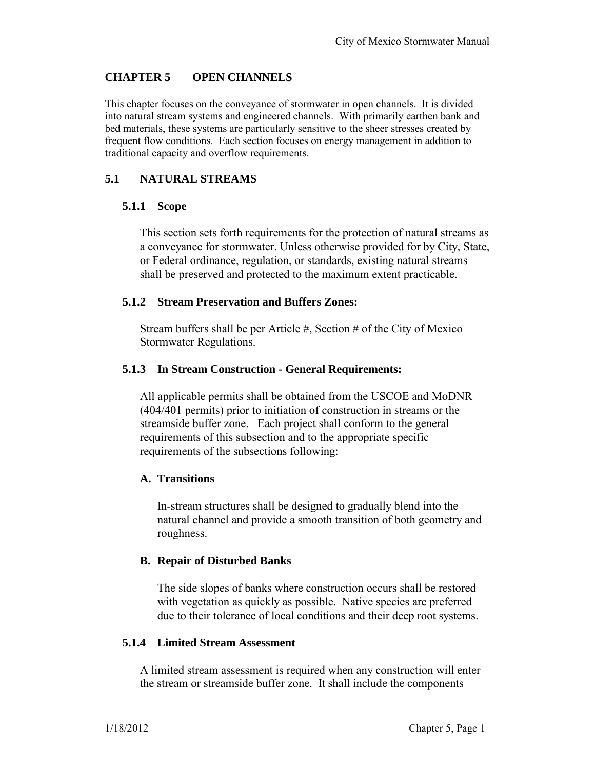# CHAPTER 5 OPEN CHANNELS

This chapter focuses on the conveyance of stormwater in open channels. It is divided into natural stream systems and engineered channels. With primarily earthen bank and bed materials, these systems are particularly sensitive to the sheer stresses created by frequent flow conditions. Each section focuses on energy management in addition to traditional capacity and overflow requirements.

## 5.1 NATURAL STREAMS

### 5.1.1 Scope

This section sets forth requirements for the protection of natural streams as a conveyance for stormwater. Unless otherwise provided for by City, State, or Federal ordinance, regulation, or standards, existing natural streams shall be preserved and protected to the maximum extent practicable.

### 5.1.2 Stream Preservation and Buffers Zones:

Stream buffers shall be per Article #, Section # of the City of Mexico Stormwater Regulations.

### 5.1.3 In Stream Construction - General Requirements:

All applicable permits shall be obtained from the USCOE and MoDNR (404/401 permits) prior to initiation of construction in streams or the streamside buffer zone. Each project shall conform to the general requirements of this subsection and to the appropriate specific requirements of the subsections following:

#### A. Transitions

In-stream structures shall be designed to gradually blend into the natural channel and provide a smooth transition of both geometry and roughness.

#### B. Repair of Disturbed Banks

The side slopes of banks where construction occurs shall be restored with vegetation as quickly as possible. Native species are preferred due to their tolerance of local conditions and their deep root systems.

### 5.1.4 Limited Stream Assessment

A limited stream assessment is required when any construction will enter the stream or streamside buffer zone. It shall include the components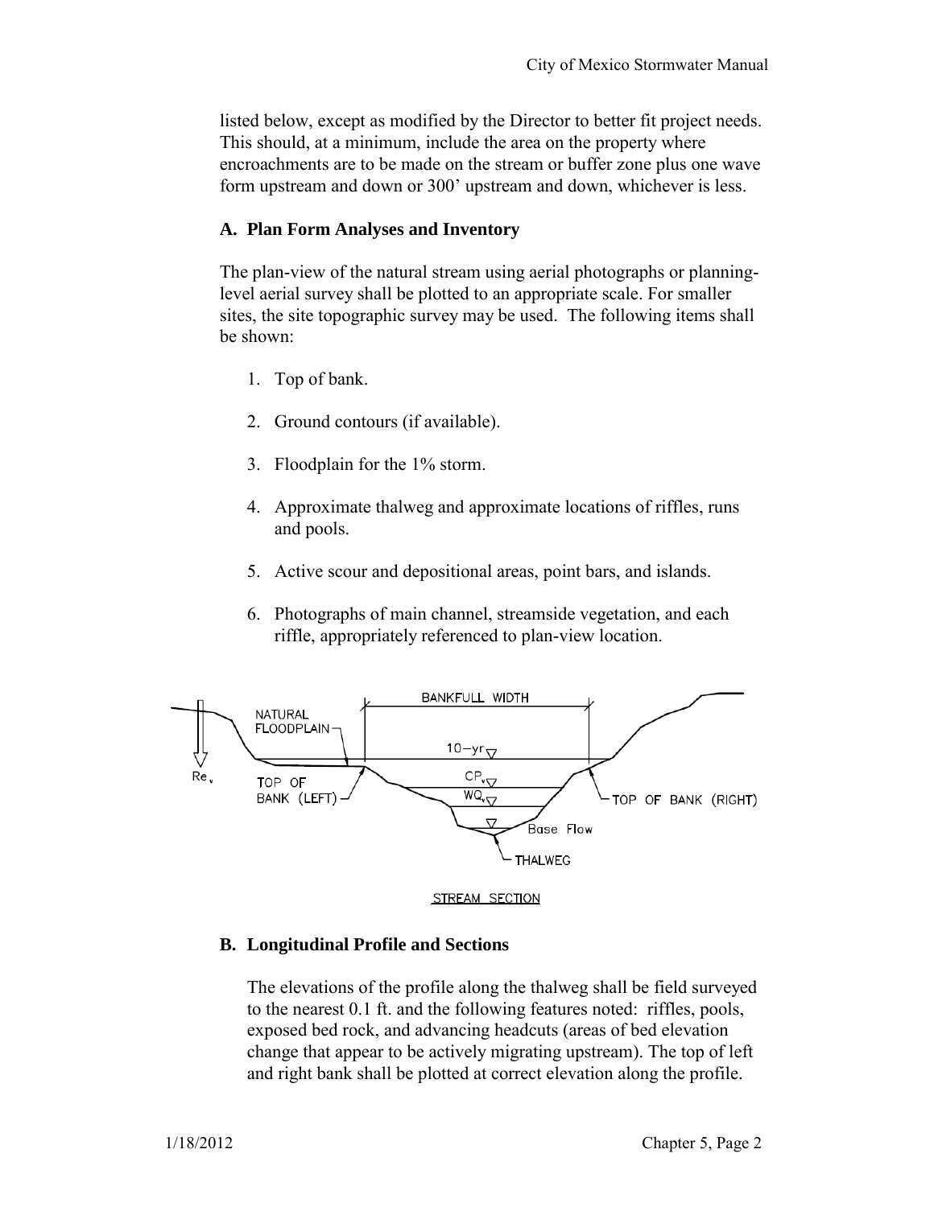listed below, except as modified by the Director to better fit project needs. This should, at a minimum, include the area on the property where encroachments are to be made on the stream or buffer zone plus one wave form upstream and down or 300' upstream and down, whichever is less.

### A. Plan Form Analyses and Inventory

The plan-view of the natural stream using aerial photographs or planning-level aerial survey shall be plotted to an appropriate scale. For smaller sites, the site topographic survey may be used. The following items shall be shown:

1. Top of bank.
2. Ground contours (if available).
3. Floodplain for the 1% storm.
4. Approximate thalweg and approximate locations of riffles, runs and pools.
5. Active scour and depositional areas, point bars, and islands.
6. Photographs of main channel, streamside vegetation, and each riffle, appropriately referenced to plan-view location.

STREAM SECTION

### B. Longitudinal Profile and Sections

The elevations of the profile along the thalweg shall be field surveyed to the nearest 0.1 ft. and the following features noted: riffles, pools, exposed bed rock, and advancing headcuts (areas of bed elevation change that appear to be actively migrating upstream). The top of left and right bank shall be plotted at correct elevation along the profile.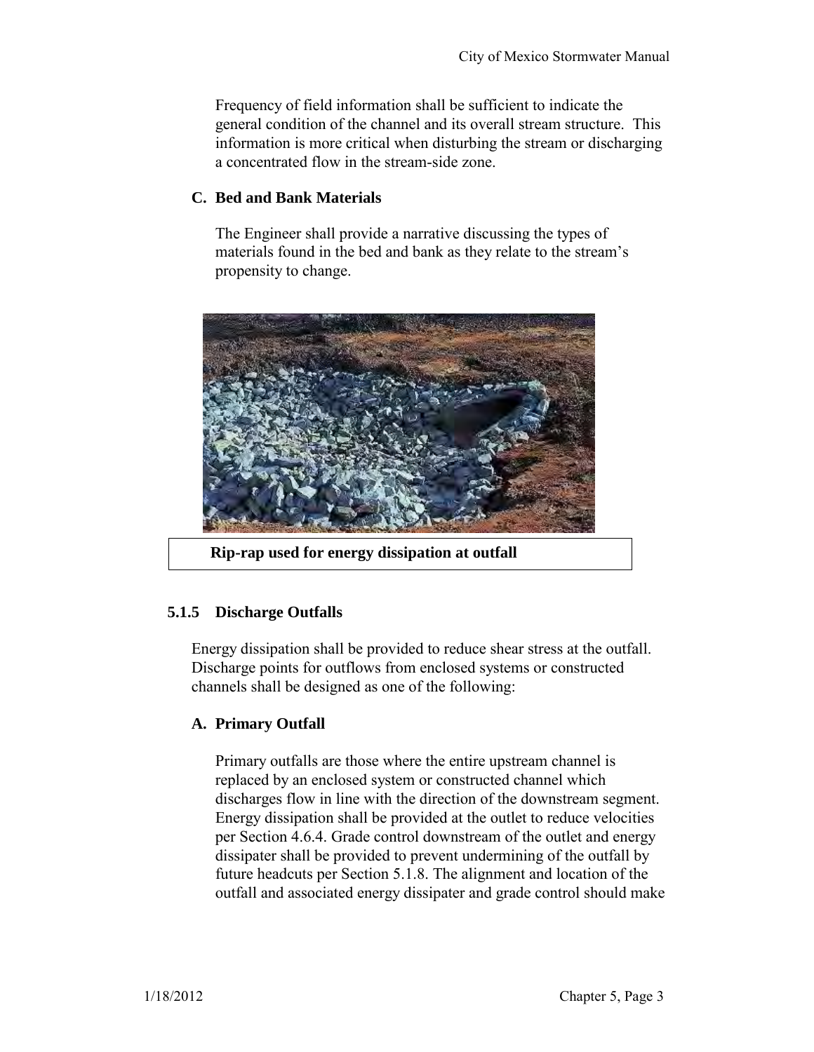Frequency of field information shall be sufficient to indicate the general condition of the channel and its overall stream structure. This information is more critical when disturbing the stream or discharging a concentrated flow in the stream-side zone.

### C. Bed and Bank Materials

The Engineer shall provide a narrative discussing the types of materials found in the bed and bank as they relate to the stream's propensity to change.

**Rip-rap used for energy dissipation at outfall**

## 5.1.5 Discharge Outfalls

Energy dissipation shall be provided to reduce shear stress at the outfall. Discharge points for outflows from enclosed systems or constructed channels shall be designed as one of the following:

### A. Primary Outfall

Primary outfalls are those where the entire upstream channel is replaced by an enclosed system or constructed channel which discharges flow in line with the direction of the downstream segment. Energy dissipation shall be provided at the outlet to reduce velocities per Section 4.6.4. Grade control downstream of the outlet and energy dissipater shall be provided to prevent undermining of the outfall by future headcuts per Section 5.1.8. The alignment and location of the outfall and associated energy dissipater and grade control should make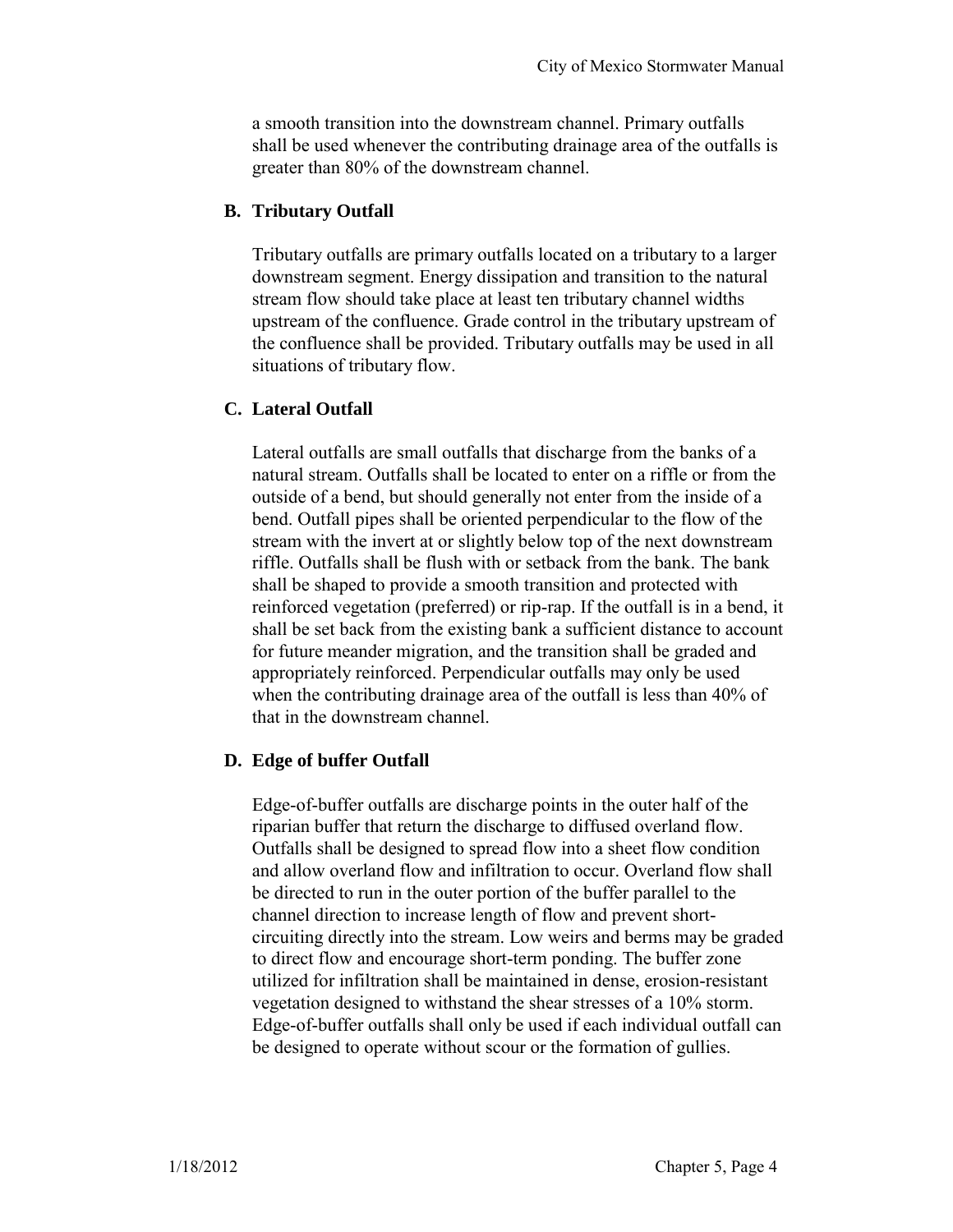a smooth transition into the downstream channel. Primary outfalls shall be used whenever the contributing drainage area of the outfalls is greater than 80% of the downstream channel.

### B. Tributary Outfall

Tributary outfalls are primary outfalls located on a tributary to a larger downstream segment. Energy dissipation and transition to the natural stream flow should take place at least ten tributary channel widths upstream of the confluence. Grade control in the tributary upstream of the confluence shall be provided. Tributary outfalls may be used in all situations of tributary flow.

### C. Lateral Outfall

Lateral outfalls are small outfalls that discharge from the banks of a natural stream. Outfalls shall be located to enter on a riffle or from the outside of a bend, but should generally not enter from the inside of a bend. Outfall pipes shall be oriented perpendicular to the flow of the stream with the invert at or slightly below top of the next downstream riffle. Outfalls shall be flush with or setback from the bank. The bank shall be shaped to provide a smooth transition and protected with reinforced vegetation (preferred) or rip-rap. If the outfall is in a bend, it shall be set back from the existing bank a sufficient distance to account for future meander migration, and the transition shall be graded and appropriately reinforced. Perpendicular outfalls may only be used when the contributing drainage area of the outfall is less than 40% of that in the downstream channel.

### D. Edge of buffer Outfall

Edge-of-buffer outfalls are discharge points in the outer half of the riparian buffer that return the discharge to diffused overland flow. Outfalls shall be designed to spread flow into a sheet flow condition and allow overland flow and infiltration to occur. Overland flow shall be directed to run in the outer portion of the buffer parallel to the channel direction to increase length of flow and prevent short-circuiting directly into the stream. Low weirs and berms may be graded to direct flow and encourage short-term ponding. The buffer zone utilized for infiltration shall be maintained in dense, erosion-resistant vegetation designed to withstand the shear stresses of a 10% storm. Edge-of-buffer outfalls shall only be used if each individual outfall can be designed to operate without scour or the formation of gullies.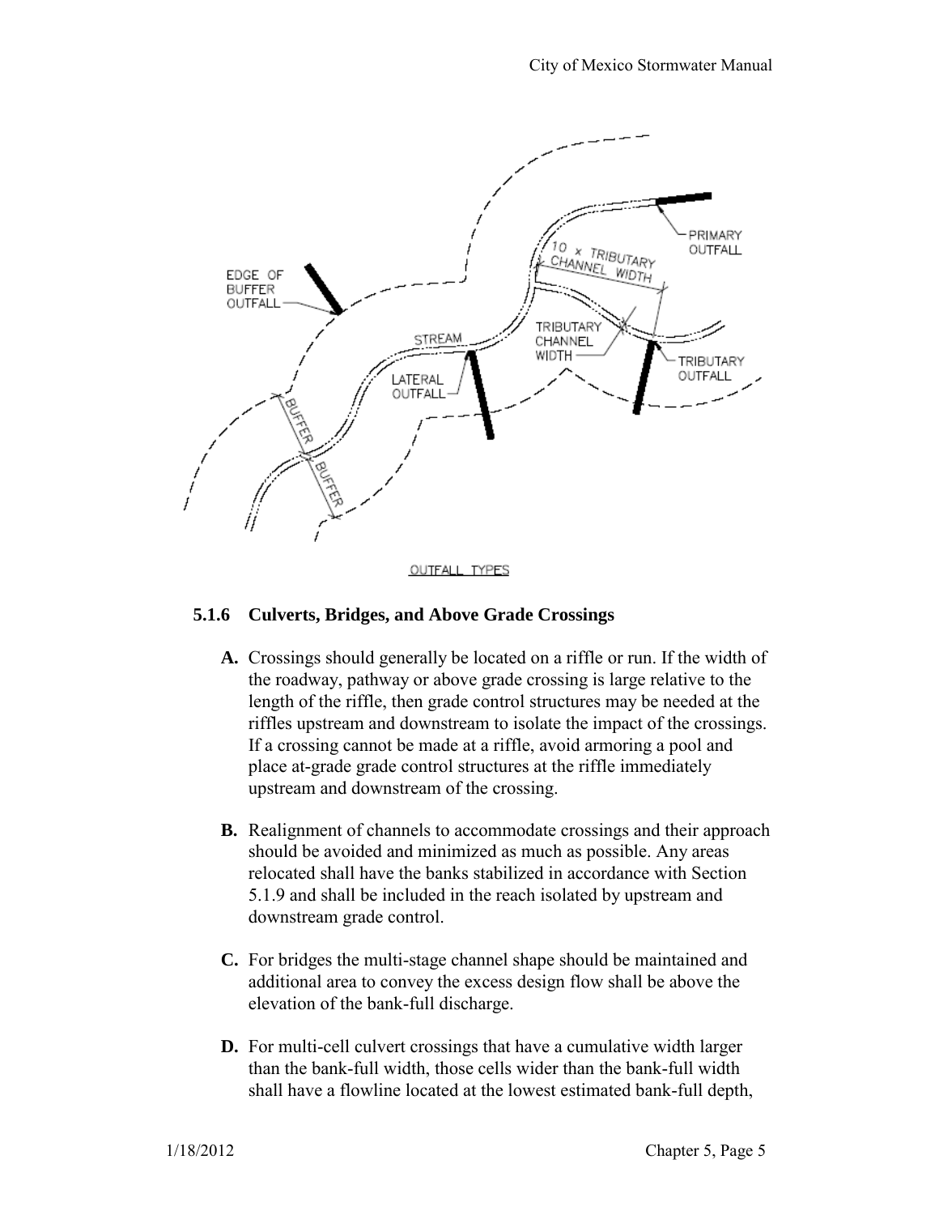OUTFALL TYPES

### 5.1.6 Culverts, Bridges, and Above Grade Crossings

**A.** Crossings should generally be located on a riffle or run. If the width of the roadway, pathway or above grade crossing is large relative to the length of the riffle, then grade control structures may be needed at the riffles upstream and downstream to isolate the impact of the crossings. If a crossing cannot be made at a riffle, avoid armoring a pool and place at-grade grade control structures at the riffle immediately upstream and downstream of the crossing.

**B.** Realignment of channels to accommodate crossings and their approach should be avoided and minimized as much as possible. Any areas relocated shall have the banks stabilized in accordance with Section 5.1.9 and shall be included in the reach isolated by upstream and downstream grade control.

**C.** For bridges the multi-stage channel shape should be maintained and additional area to convey the excess design flow shall be above the elevation of the bank-full discharge.

**D.** For multi-cell culvert crossings that have a cumulative width larger than the bank-full width, those cells wider than the bank-full width shall have a flowline located at the lowest estimated bank-full depth,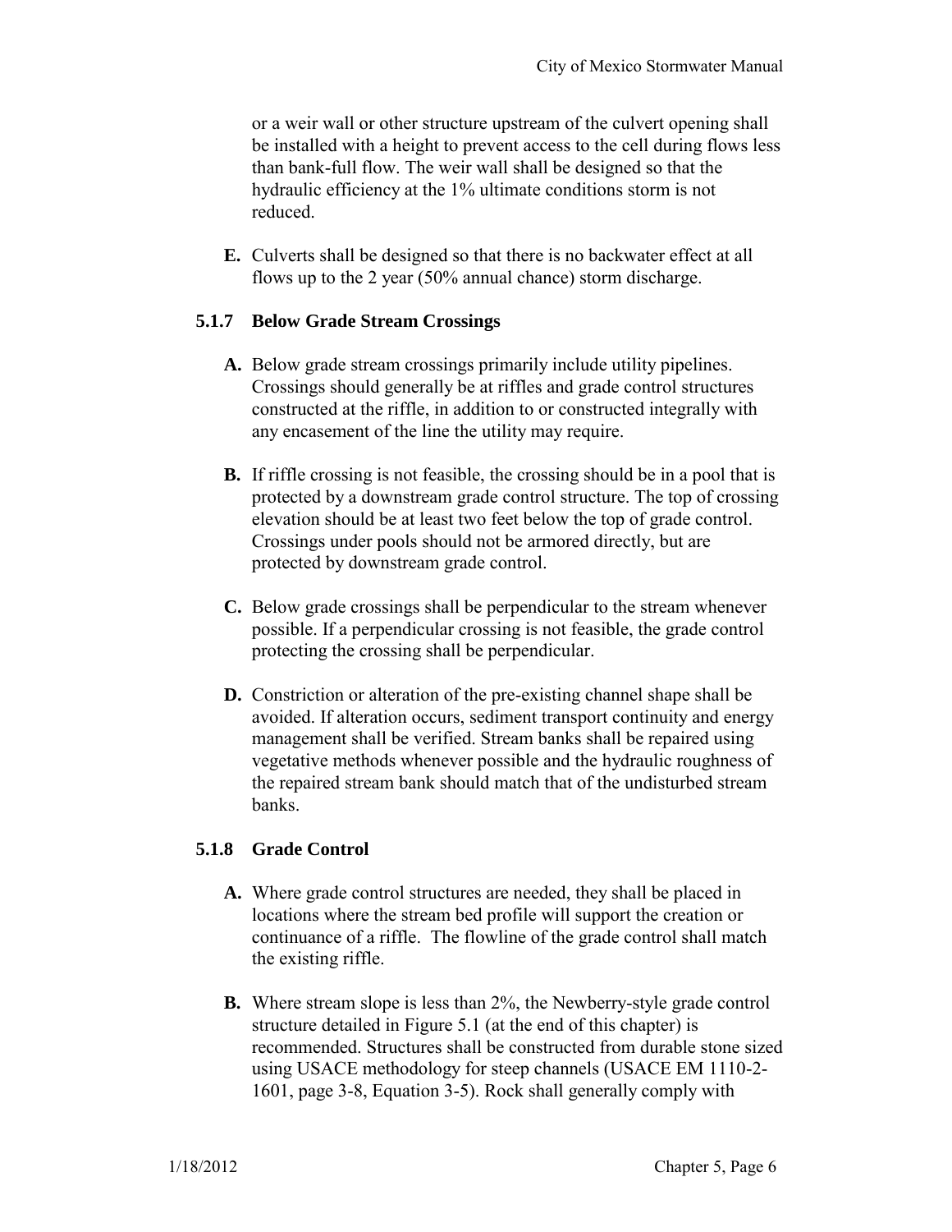or a weir wall or other structure upstream of the culvert opening shall be installed with a height to prevent access to the cell during flows less than bank-full flow. The weir wall shall be designed so that the hydraulic efficiency at the 1% ultimate conditions storm is not reduced.

**E.** Culverts shall be designed so that there is no backwater effect at all flows up to the 2 year (50% annual chance) storm discharge.

### 5.1.7 Below Grade Stream Crossings

**A.** Below grade stream crossings primarily include utility pipelines. Crossings should generally be at riffles and grade control structures constructed at the riffle, in addition to or constructed integrally with any encasement of the line the utility may require.

**B.** If riffle crossing is not feasible, the crossing should be in a pool that is protected by a downstream grade control structure. The top of crossing elevation should be at least two feet below the top of grade control. Crossings under pools should not be armored directly, but are protected by downstream grade control.

**C.** Below grade crossings shall be perpendicular to the stream whenever possible. If a perpendicular crossing is not feasible, the grade control protecting the crossing shall be perpendicular.

**D.** Constriction or alteration of the pre-existing channel shape shall be avoided. If alteration occurs, sediment transport continuity and energy management shall be verified. Stream banks shall be repaired using vegetative methods whenever possible and the hydraulic roughness of the repaired stream bank should match that of the undisturbed stream banks.

### 5.1.8 Grade Control

**A.** Where grade control structures are needed, they shall be placed in locations where the stream bed profile will support the creation or continuance of a riffle. The flowline of the grade control shall match the existing riffle.

**B.** Where stream slope is less than 2%, the Newberry-style grade control structure detailed in Figure 5.1 (at the end of this chapter) is recommended. Structures shall be constructed from durable stone sized using USACE methodology for steep channels (USACE EM 1110-2-1601, page 3-8, Equation 3-5). Rock shall generally comply with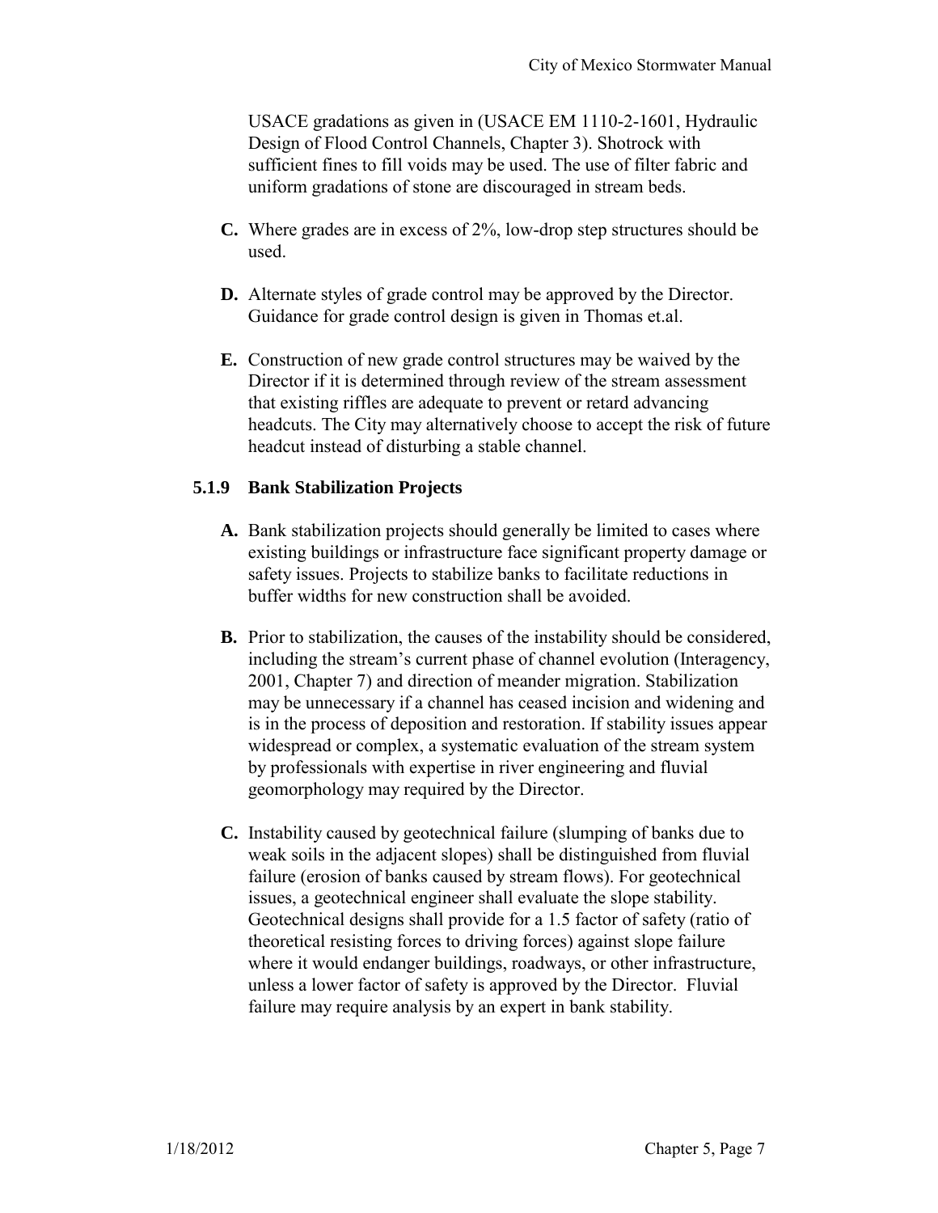USACE gradations as given in (USACE EM 1110-2-1601, Hydraulic Design of Flood Control Channels, Chapter 3). Shotrock with sufficient fines to fill voids may be used. The use of filter fabric and uniform gradations of stone are discouraged in stream beds.

**C.** Where grades are in excess of 2%, low-drop step structures should be used.

**D.** Alternate styles of grade control may be approved by the Director. Guidance for grade control design is given in Thomas et.al.

**E.** Construction of new grade control structures may be waived by the Director if it is determined through review of the stream assessment that existing riffles are adequate to prevent or retard advancing headcuts. The City may alternatively choose to accept the risk of future headcut instead of disturbing a stable channel.

### 5.1.9 Bank Stabilization Projects

**A.** Bank stabilization projects should generally be limited to cases where existing buildings or infrastructure face significant property damage or safety issues. Projects to stabilize banks to facilitate reductions in buffer widths for new construction shall be avoided.

**B.** Prior to stabilization, the causes of the instability should be considered, including the stream's current phase of channel evolution (Interagency, 2001, Chapter 7) and direction of meander migration. Stabilization may be unnecessary if a channel has ceased incision and widening and is in the process of deposition and restoration. If stability issues appear widespread or complex, a systematic evaluation of the stream system by professionals with expertise in river engineering and fluvial geomorphology may required by the Director.

**C.** Instability caused by geotechnical failure (slumping of banks due to weak soils in the adjacent slopes) shall be distinguished from fluvial failure (erosion of banks caused by stream flows). For geotechnical issues, a geotechnical engineer shall evaluate the slope stability. Geotechnical designs shall provide for a 1.5 factor of safety (ratio of theoretical resisting forces to driving forces) against slope failure where it would endanger buildings, roadways, or other infrastructure, unless a lower factor of safety is approved by the Director. Fluvial failure may require analysis by an expert in bank stability.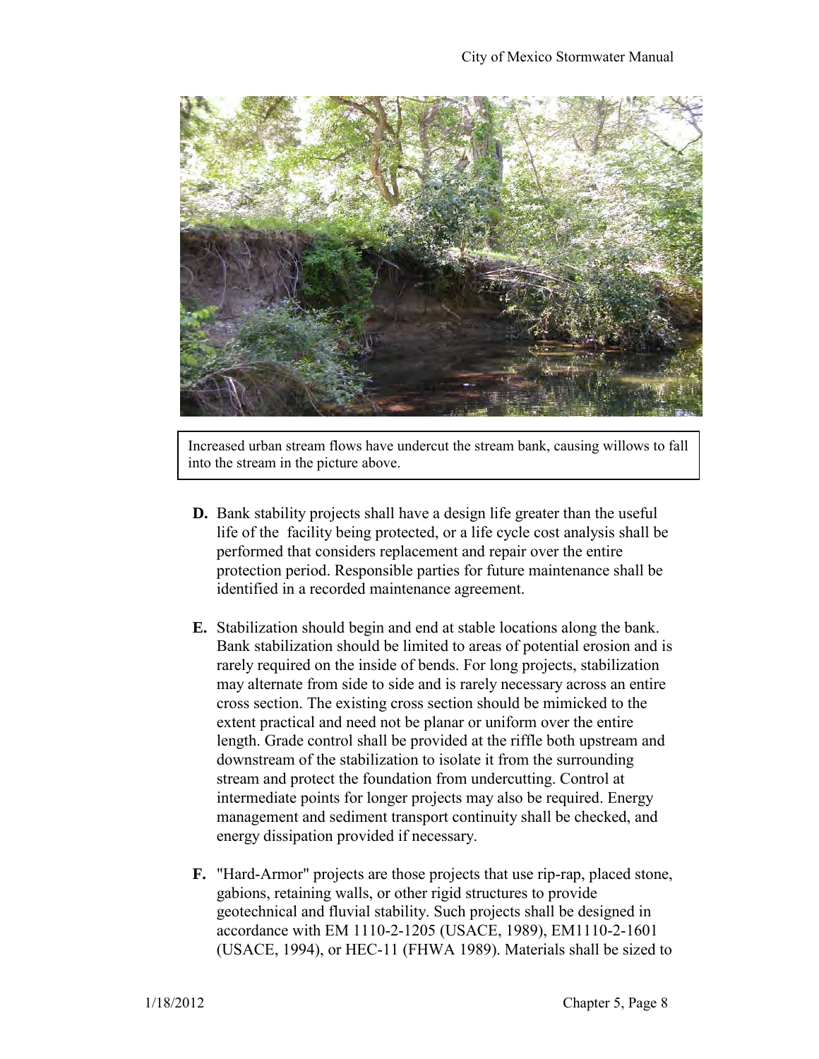Increased urban stream flows have undercut the stream bank, causing willows to fall into the stream in the picture above.

**D.** Bank stability projects shall have a design life greater than the useful life of the facility being protected, or a life cycle cost analysis shall be performed that considers replacement and repair over the entire protection period. Responsible parties for future maintenance shall be identified in a recorded maintenance agreement.

**E.** Stabilization should begin and end at stable locations along the bank. Bank stabilization should be limited to areas of potential erosion and is rarely required on the inside of bends. For long projects, stabilization may alternate from side to side and is rarely necessary across an entire cross section. The existing cross section should be mimicked to the extent practical and need not be planar or uniform over the entire length. Grade control shall be provided at the riffle both upstream and downstream of the stabilization to isolate it from the surrounding stream and protect the foundation from undercutting. Control at intermediate points for longer projects may also be required. Energy management and sediment transport continuity shall be checked, and energy dissipation provided if necessary.

**F.** "Hard-Armor" projects are those projects that use rip-rap, placed stone, gabions, retaining walls, or other rigid structures to provide geotechnical and fluvial stability. Such projects shall be designed in accordance with EM 1110-2-1205 (USACE, 1989), EM1110-2-1601 (USACE, 1994), or HEC-11 (FHWA 1989). Materials shall be sized to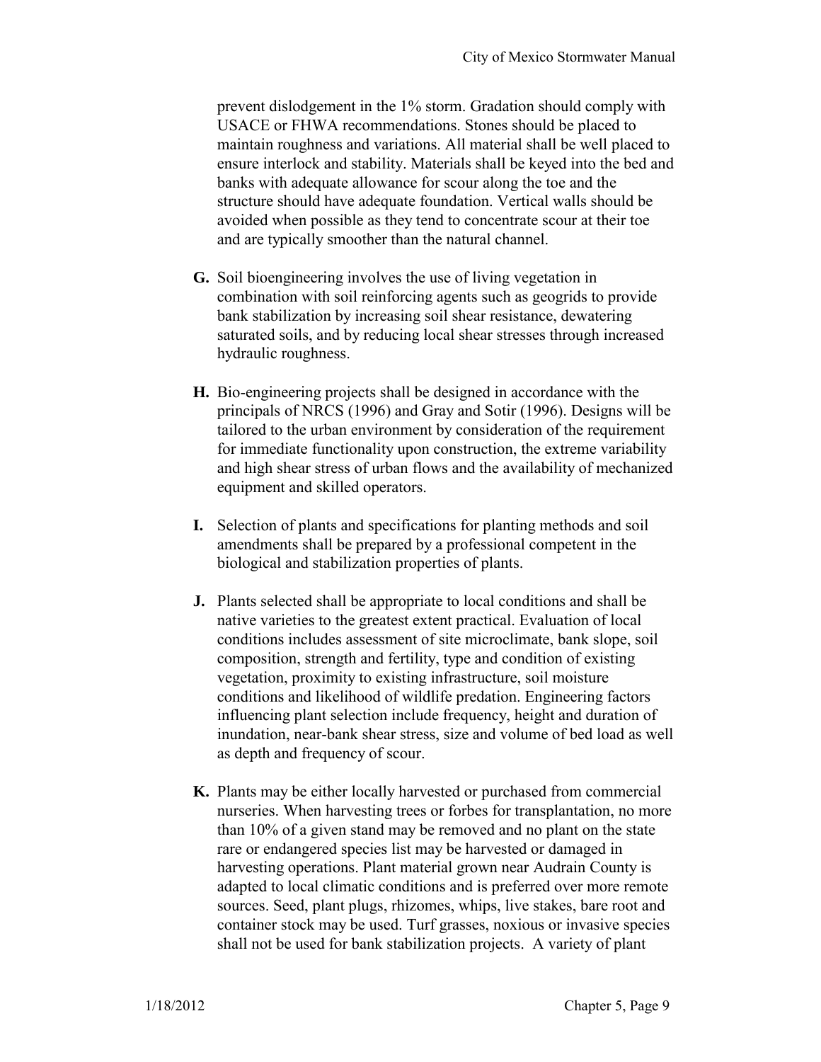prevent dislodgement in the 1% storm. Gradation should comply with USACE or FHWA recommendations. Stones should be placed to maintain roughness and variations. All material shall be well placed to ensure interlock and stability. Materials shall be keyed into the bed and banks with adequate allowance for scour along the toe and the structure should have adequate foundation. Vertical walls should be avoided when possible as they tend to concentrate scour at their toe and are typically smoother than the natural channel.

**G.** Soil bioengineering involves the use of living vegetation in combination with soil reinforcing agents such as geogrids to provide bank stabilization by increasing soil shear resistance, dewatering saturated soils, and by reducing local shear stresses through increased hydraulic roughness.

**H.** Bio-engineering projects shall be designed in accordance with the principals of NRCS (1996) and Gray and Sotir (1996). Designs will be tailored to the urban environment by consideration of the requirement for immediate functionality upon construction, the extreme variability and high shear stress of urban flows and the availability of mechanized equipment and skilled operators.

**I.** Selection of plants and specifications for planting methods and soil amendments shall be prepared by a professional competent in the biological and stabilization properties of plants.

**J.** Plants selected shall be appropriate to local conditions and shall be native varieties to the greatest extent practical. Evaluation of local conditions includes assessment of site microclimate, bank slope, soil composition, strength and fertility, type and condition of existing vegetation, proximity to existing infrastructure, soil moisture conditions and likelihood of wildlife predation. Engineering factors influencing plant selection include frequency, height and duration of inundation, near-bank shear stress, size and volume of bed load as well as depth and frequency of scour.

**K.** Plants may be either locally harvested or purchased from commercial nurseries. When harvesting trees or forbes for transplantation, no more than 10% of a given stand may be removed and no plant on the state rare or endangered species list may be harvested or damaged in harvesting operations. Plant material grown near Audrain County is adapted to local climatic conditions and is preferred over more remote sources. Seed, plant plugs, rhizomes, whips, live stakes, bare root and container stock may be used. Turf grasses, noxious or invasive species shall not be used for bank stabilization projects. A variety of plant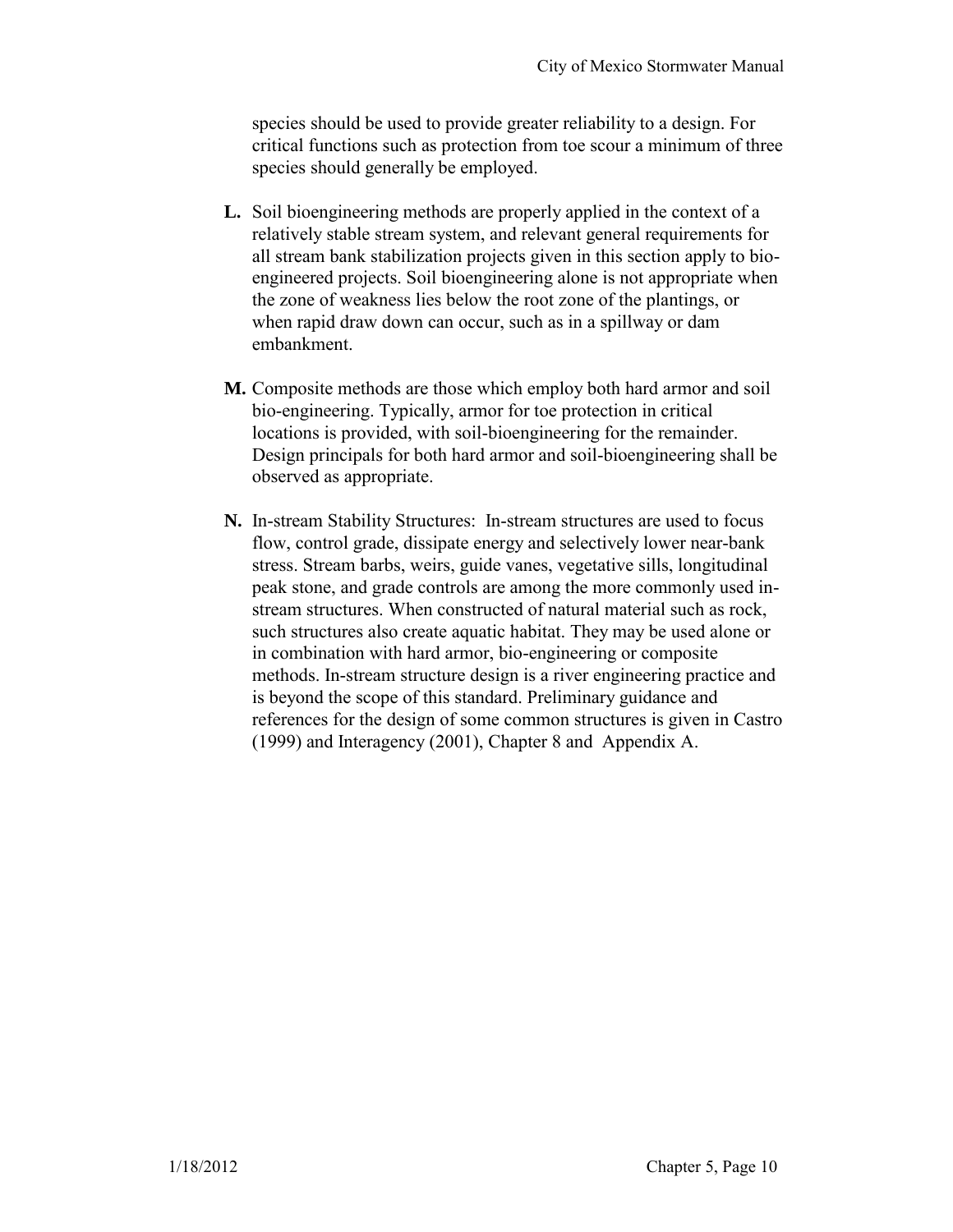species should be used to provide greater reliability to a design. For critical functions such as protection from toe scour a minimum of three species should generally be employed.

**L.** Soil bioengineering methods are properly applied in the context of a relatively stable stream system, and relevant general requirements for all stream bank stabilization projects given in this section apply to bio-engineered projects. Soil bioengineering alone is not appropriate when the zone of weakness lies below the root zone of the plantings, or when rapid draw down can occur, such as in a spillway or dam embankment.

**M.** Composite methods are those which employ both hard armor and soil bio-engineering. Typically, armor for toe protection in critical locations is provided, with soil-bioengineering for the remainder. Design principals for both hard armor and soil-bioengineering shall be observed as appropriate.

**N.** In-stream Stability Structures: In-stream structures are used to focus flow, control grade, dissipate energy and selectively lower near-bank stress. Stream barbs, weirs, guide vanes, vegetative sills, longitudinal peak stone, and grade controls are among the more commonly used in-stream structures. When constructed of natural material such as rock, such structures also create aquatic habitat. They may be used alone or in combination with hard armor, bio-engineering or composite methods. In-stream structure design is a river engineering practice and is beyond the scope of this standard. Preliminary guidance and references for the design of some common structures is given in Castro (1999) and Interagency (2001), Chapter 8 and Appendix A.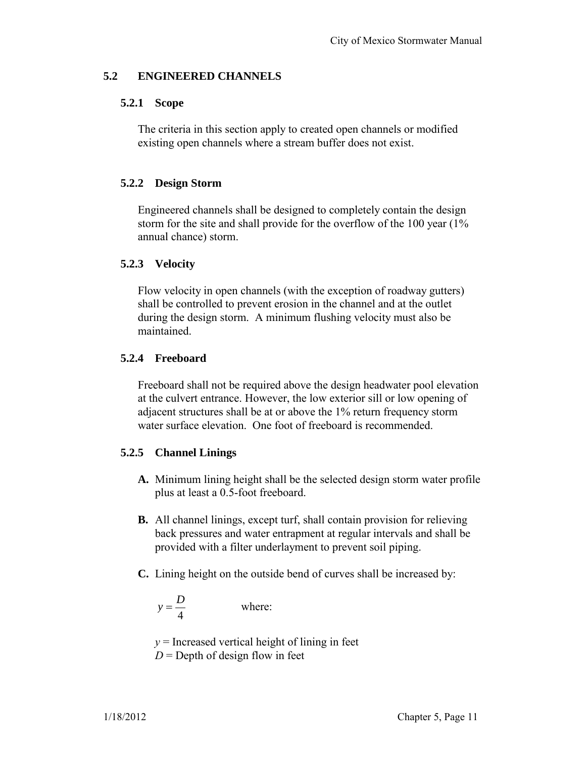## 5.2 ENGINEERED CHANNELS

### 5.2.1 Scope

The criteria in this section apply to created open channels or modified existing open channels where a stream buffer does not exist.

### 5.2.2 Design Storm

Engineered channels shall be designed to completely contain the design storm for the site and shall provide for the overflow of the 100 year (1% annual chance) storm.

### 5.2.3 Velocity

Flow velocity in open channels (with the exception of roadway gutters) shall be controlled to prevent erosion in the channel and at the outlet during the design storm. A minimum flushing velocity must also be maintained.

### 5.2.4 Freeboard

Freeboard shall not be required above the design headwater pool elevation at the culvert entrance. However, the low exterior sill or low opening of adjacent structures shall be at or above the 1% return frequency storm water surface elevation. One foot of freeboard is recommended.

### 5.2.5 Channel Linings

**A.** Minimum lining height shall be the selected design storm water profile plus at least a 0.5-foot freeboard.

**B.** All channel linings, except turf, shall contain provision for relieving back pressures and water entrapment at regular intervals and shall be provided with a filter underlayment to prevent soil piping.

**C.** Lining height on the outside bend of curves shall be increased by:

$$y = \frac{D}{4}$$

where:

$y$ = Increased vertical height of lining in feet
$D$ = Depth of design flow in feet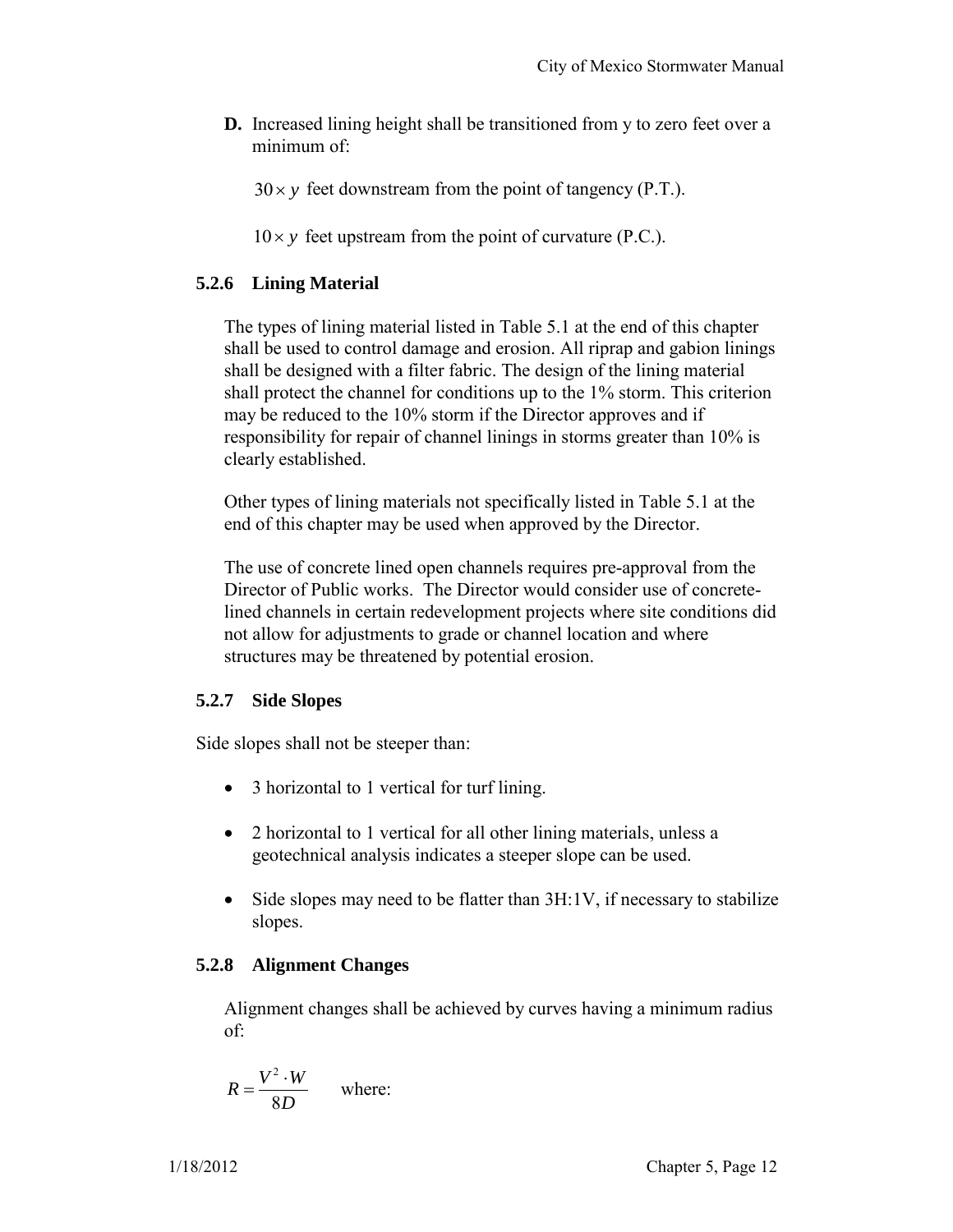**D.** Increased lining height shall be transitioned from y to zero feet over a minimum of:

$30 \times y$ feet downstream from the point of tangency (P.T.).

$10 \times y$ feet upstream from the point of curvature (P.C.).

### 5.2.6 Lining Material

The types of lining material listed in Table 5.1 at the end of this chapter shall be used to control damage and erosion. All riprap and gabion linings shall be designed with a filter fabric. The design of the lining material shall protect the channel for conditions up to the 1% storm. This criterion may be reduced to the 10% storm if the Director approves and if responsibility for repair of channel linings in storms greater than 10% is clearly established.

Other types of lining materials not specifically listed in Table 5.1 at the end of this chapter may be used when approved by the Director.

The use of concrete lined open channels requires pre-approval from the Director of Public works. The Director would consider use of concrete-lined channels in certain redevelopment projects where site conditions did not allow for adjustments to grade or channel location and where structures may be threatened by potential erosion.

### 5.2.7 Side Slopes

Side slopes shall not be steeper than:

- 3 horizontal to 1 vertical for turf lining.
- 2 horizontal to 1 vertical for all other lining materials, unless a geotechnical analysis indicates a steeper slope can be used.
- Side slopes may need to be flatter than 3H:1V, if necessary to stabilize slopes.

### 5.2.8 Alignment Changes

Alignment changes shall be achieved by curves having a minimum radius of:

$$R = \frac{V^2 \cdot W}{8D}$$ where: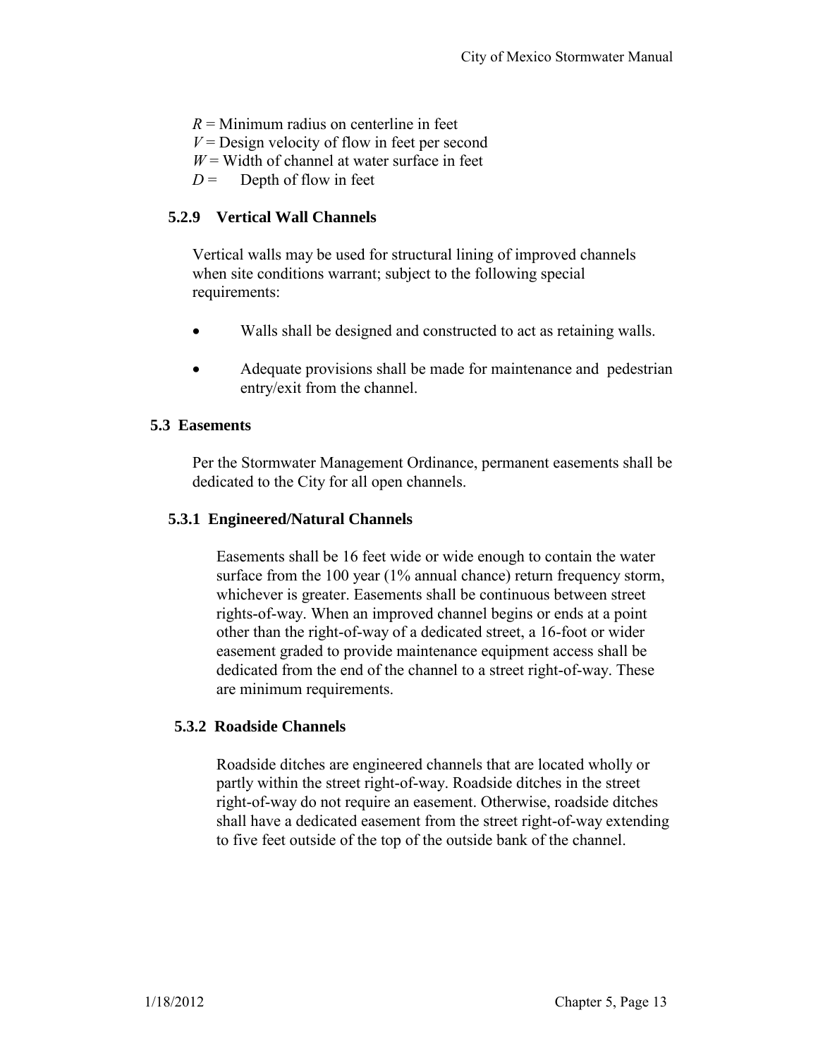$R$ = Minimum radius on centerline in feet
$V$ = Design velocity of flow in feet per second
$W$ = Width of channel at water surface in feet
$D$ = Depth of flow in feet

### 5.2.9 Vertical Wall Channels

Vertical walls may be used for structural lining of improved channels when site conditions warrant; subject to the following special requirements:

- Walls shall be designed and constructed to act as retaining walls.
- Adequate provisions shall be made for maintenance and pedestrian entry/exit from the channel.

## 5.3 Easements

Per the Stormwater Management Ordinance, permanent easements shall be dedicated to the City for all open channels.

### 5.3.1 Engineered/Natural Channels

Easements shall be 16 feet wide or wide enough to contain the water surface from the 100 year (1% annual chance) return frequency storm, whichever is greater. Easements shall be continuous between street rights-of-way. When an improved channel begins or ends at a point other than the right-of-way of a dedicated street, a 16-foot or wider easement graded to provide maintenance equipment access shall be dedicated from the end of the channel to a street right-of-way. These are minimum requirements.

### 5.3.2 Roadside Channels

Roadside ditches are engineered channels that are located wholly or partly within the street right-of-way. Roadside ditches in the street right-of-way do not require an easement. Otherwise, roadside ditches shall have a dedicated easement from the street right-of-way extending to five feet outside of the top of the outside bank of the channel.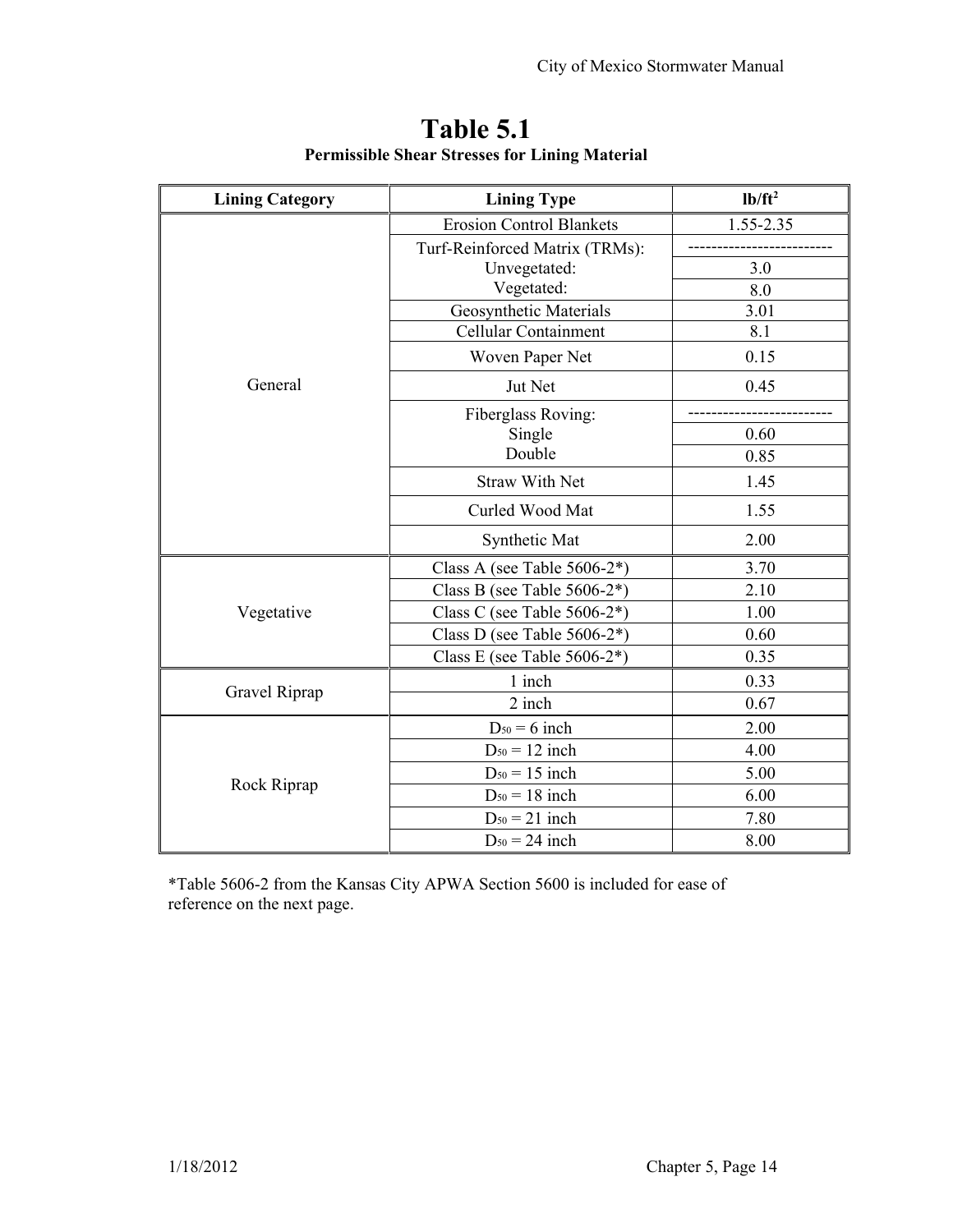# Table 5.1

**Permissible Shear Stresses for Lining Material**

| Lining Category | Lining Type | lb/ft$^2$ |
|---|---|---|
| General | Erosion Control Blankets | 1.55-2.35 |
| | Turf-Reinforced Matrix (TRMs): | ------------------------- |
| | Unvegetated: | 3.0 |
| | Vegetated: | 8.0 |
| | Geosynthetic Materials | 3.01 |
| | Cellular Containment | 8.1 |
| | Woven Paper Net | 0.15 |
| | Jut Net | 0.45 |
| | Fiberglass Roving: | ------------------------- |
| | Single | 0.60 |
| | Double | 0.85 |
| | Straw With Net | 1.45 |
| | Curled Wood Mat | 1.55 |
| | Synthetic Mat | 2.00 |
| Vegetative | Class A (see Table 5606-2*) | 3.70 |
| | Class B (see Table 5606-2*) | 2.10 |
| | Class C (see Table 5606-2*) | 1.00 |
| | Class D (see Table 5606-2*) | 0.60 |
| | Class E (see Table 5606-2*) | 0.35 |
| Gravel Riprap | 1 inch | 0.33 |
| | 2 inch | 0.67 |
| Rock Riprap | $D_{50}$ = 6 inch | 2.00 |
| | $D_{50}$ = 12 inch | 4.00 |
| | $D_{50}$ = 15 inch | 5.00 |
| | $D_{50}$ = 18 inch | 6.00 |
| | $D_{50}$ = 21 inch | 7.80 |
| | $D_{50}$ = 24 inch | 8.00 |

*Table 5606-2 from the Kansas City APWA Section 5600 is included for ease of reference on the next page.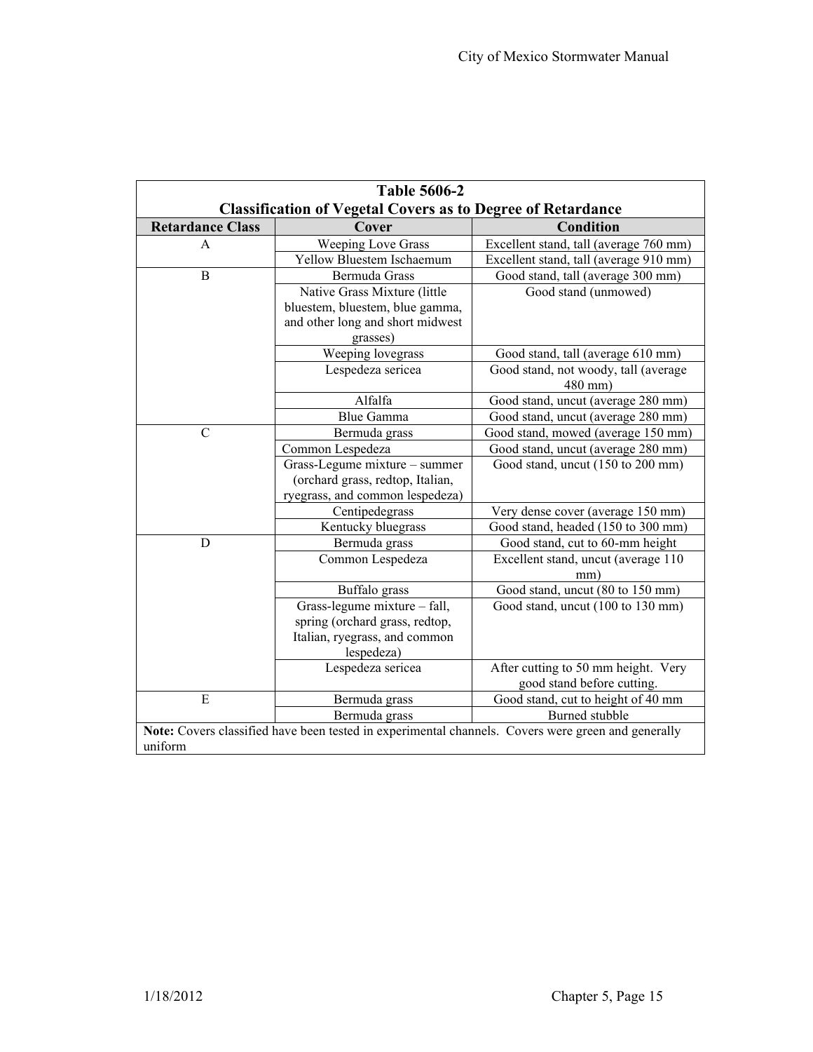**Table 5606-2**
**Classification of Vegetal Covers as to Degree of Retardance**

| Retardance Class | Cover | Condition |
|---|---|---|
| A | Weeping Love Grass | Excellent stand, tall (average 760 mm) |
| | Yellow Bluestem Ischaemum | Excellent stand, tall (average 910 mm) |
| B | Bermuda Grass | Good stand, tall (average 300 mm) |
| | Native Grass Mixture (little bluestem, bluestem, blue gamma, and other long and short midwest grasses) | Good stand (unmowed) |
| | Weeping lovegrass | Good stand, tall (average 610 mm) |
| | Lespedeza sericea | Good stand, not woody, tall (average 480 mm) |
| | Alfalfa | Good stand, uncut (average 280 mm) |
| | Blue Gamma | Good stand, uncut (average 280 mm) |
| C | Bermuda grass | Good stand, mowed (average 150 mm) |
| | Common Lespedeza | Good stand, uncut (average 280 mm) |
| | Grass-Legume mixture – summer (orchard grass, redtop, Italian, ryegrass, and common lespedeza) | Good stand, uncut (150 to 200 mm) |
| | Centipedegrass | Very dense cover (average 150 mm) |
| | Kentucky bluegrass | Good stand, headed (150 to 300 mm) |
| D | Bermuda grass | Good stand, cut to 60-mm height |
| | Common Lespedeza | Excellent stand, uncut (average 110 mm) |
| | Buffalo grass | Good stand, uncut (80 to 150 mm) |
| | Grass-legume mixture – fall, spring (orchard grass, redtop, Italian, ryegrass, and common lespedeza) | Good stand, uncut (100 to 130 mm) |
| | Lespedeza sericea | After cutting to 50 mm height. Very good stand before cutting. |
| E | Bermuda grass | Good stand, cut to height of 40 mm |
| | Bermuda grass | Burned stubble |

**Note:** Covers classified have been tested in experimental channels. Covers were green and generally uniform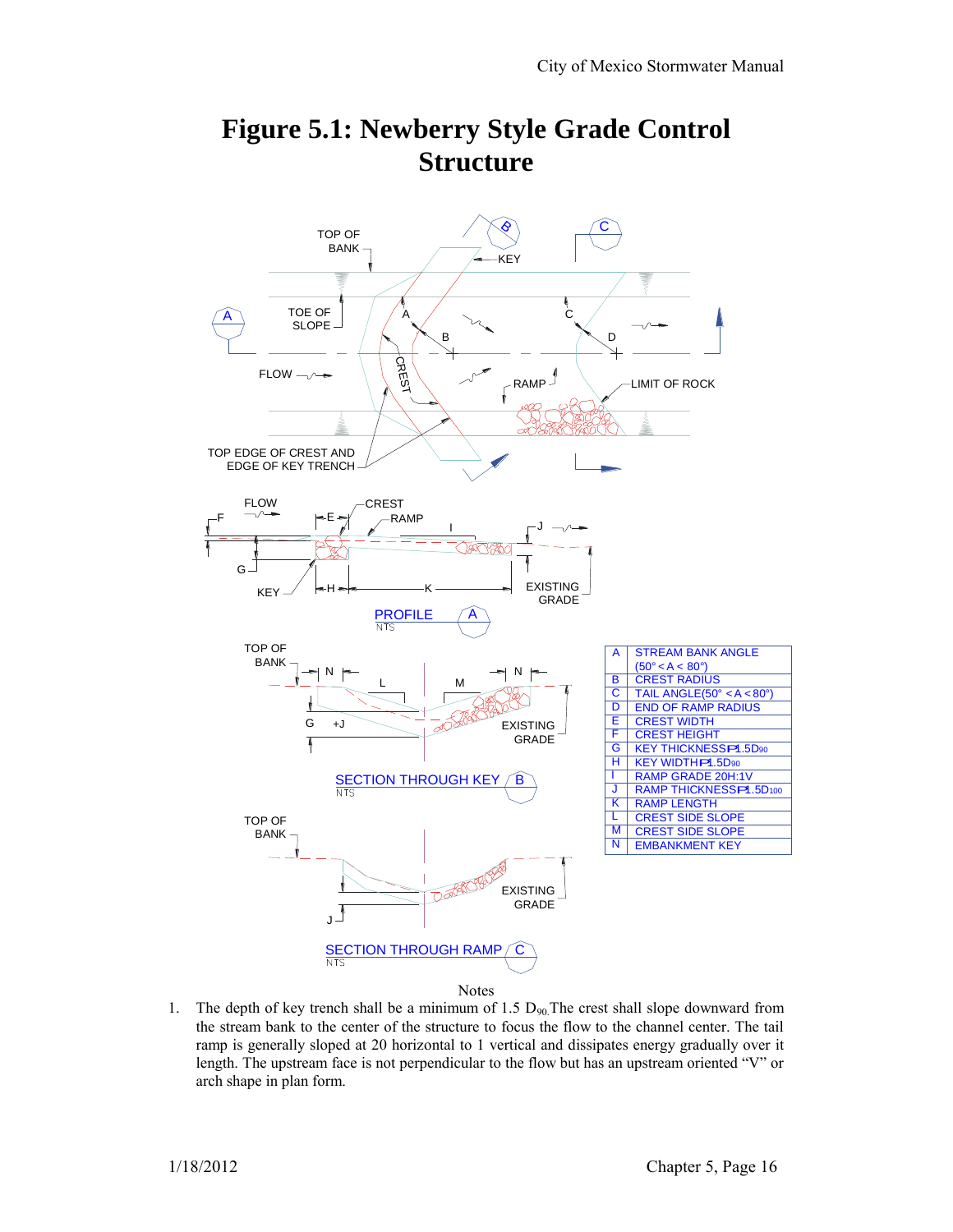# Figure 5.1: Newberry Style Grade Control Structure

TOP OF BANK

KEY

TOE OF SLOPE

A

B

C

D

CREST

FLOW

RAMP

LIMIT OF ROCK

TOP EDGE OF CREST AND EDGE OF KEY TRENCH

FLOW

F

E

CREST

RAMP

I

J

G

KEY

H

K

EXISTING GRADE

PROFILE A

NTS

TOP OF BANK

N

L

M

N

G +J

EXISTING GRADE

SECTION THROUGH KEY B

NTS

TOP OF BANK

EXISTING GRADE

J

SECTION THROUGH RAMP C

NTS

| | |
|---|---|
| A | STREAM BANK ANGLE (50° < A < 80°) |
| B | CREST RADIUS |
| C | TAIL ANGLE(50° < A < 80°) |
| D | END OF RAMP RADIUS |
| E | CREST WIDTH |
| F | CREST HEIGHT |
| G | KEY THICKNESS ≥ 1.5D90 |
| H | KEY WIDTH ≥ 1.5D90 |
| I | RAMP GRADE 20H:1V |
| J | RAMP THICKNESS ≥ 1.5D100 |
| K | RAMP LENGTH |
| L | CREST SIDE SLOPE |
| M | CREST SIDE SLOPE |
| N | EMBANKMENT KEY |

Notes

1. The depth of key trench shall be a minimum of 1.5 $D_{90}$. The crest shall slope downward from the stream bank to the center of the structure to focus the flow to the channel center. The tail ramp is generally sloped at 20 horizontal to 1 vertical and dissipates energy gradually over it length. The upstream face is not perpendicular to the flow but has an upstream oriented "V" or arch shape in plan form.